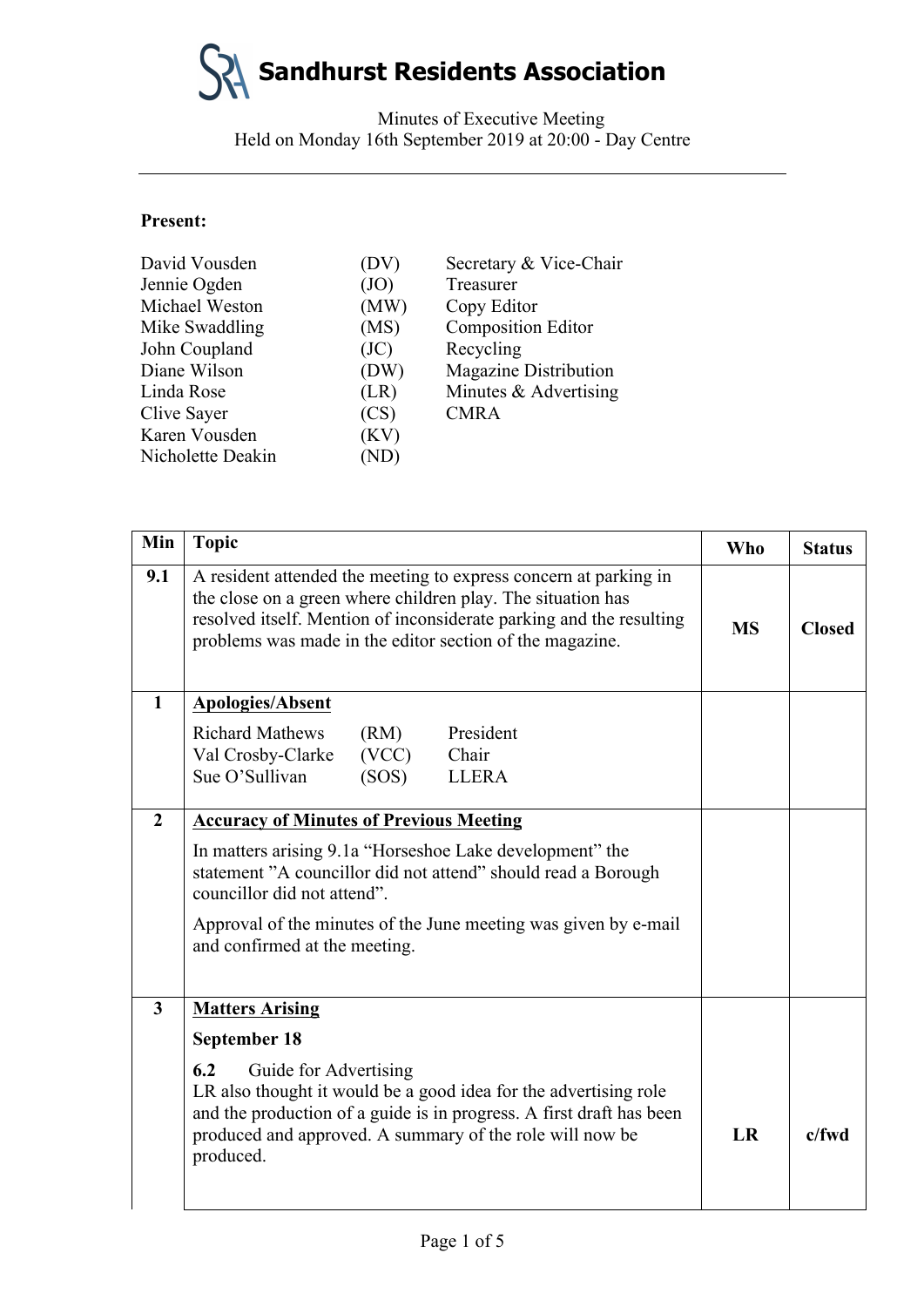# Sandhurst Residents Association

Minutes of Executive Meeting
Held on Monday 16th September 2019 at 20:00 - Day Centre

---

**Present:**

| | | |
|---|---|---|
| David Vousden | (DV) | Secretary & Vice-Chair |
| Jennie Ogden | (JO) | Treasurer |
| Michael Weston | (MW) | Copy Editor |
| Mike Swaddling | (MS) | Composition Editor |
| John Coupland | (JC) | Recycling |
| Diane Wilson | (DW) | Magazine Distribution |
| Linda Rose | (LR) | Minutes & Advertising |
| Clive Sayer | (CS) | CMRA |
| Karen Vousden | (KV) | |
| Nicholette Deakin | (ND) | |

| Min | Topic | Who | Status |
|---|---|---|---|
| **9.1** | A resident attended the meeting to express concern at parking in the close on a green where children play. The situation has resolved itself. Mention of inconsiderate parking and the resulting problems was made in the editor section of the magazine. | **MS** | **Closed** |
| **1** | **Apologies/Absent**<br>Richard Mathews (RM) President<br>Val Crosby-Clarke (VCC) Chair<br>Sue O'Sullivan (SOS) LLERA | | |
| **2** | **Accuracy of Minutes of Previous Meeting**<br>In matters arising 9.1a "Horseshoe Lake development" the statement "A councillor did not attend" should read a Borough councillor did not attend".<br>Approval of the minutes of the June meeting was given by e-mail and confirmed at the meeting. | | |
| **3** | **Matters Arising**<br>**September 18**<br>**6.2** Guide for Advertising<br>LR also thought it would be a good idea for the advertising role and the production of a guide is in progress. A first draft has been produced and approved. A summary of the role will now be produced. | **LR** | **c/fwd** |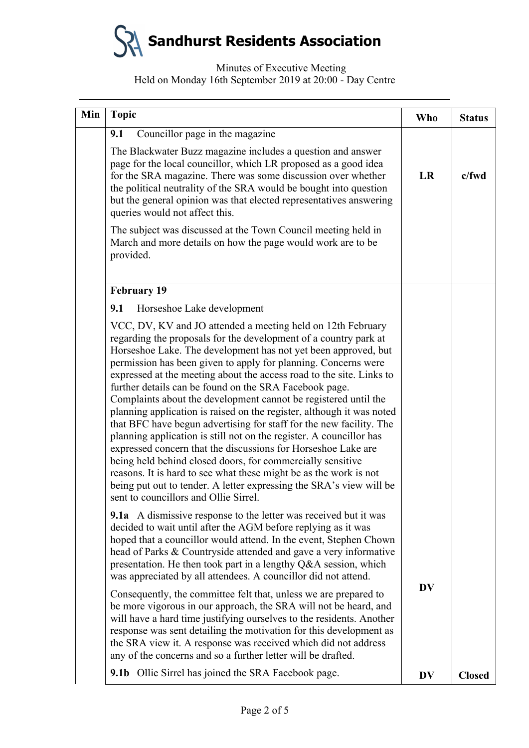# Sandhurst Residents Association

Minutes of Executive Meeting
Held on Monday 16th September 2019 at 20:00 - Day Centre

| Min | Topic | Who | Status |
|---|---|---|---|
| | **9.1** Councillor page in the magazine<br><br>The Blackwater Buzz magazine includes a question and answer page for the local councillor, which LR proposed as a good idea for the SRA magazine. There was some discussion over whether the political neutrality of the SRA would be bought into question but the general opinion was that elected representatives answering queries would not affect this.<br><br>The subject was discussed at the Town Council meeting held in March and more details on how the page would work are to be provided. | **LR** | **c/fwd** |
| | **February 19**<br><br>**9.1** Horseshoe Lake development<br><br>VCC, DV, KV and JO attended a meeting held on 12th February regarding the proposals for the development of a country park at Horseshoe Lake. The development has not yet been approved, but permission has been given to apply for planning. Concerns were expressed at the meeting about the access road to the site. Links to further details can be found on the SRA Facebook page. Complaints about the development cannot be registered until the planning application is raised on the register, although it was noted that BFC have begun advertising for staff for the new facility. The planning application is still not on the register. A councillor has expressed concern that the discussions for Horseshoe Lake are being held behind closed doors, for commercially sensitive reasons. It is hard to see what these might be as the work is not being put out to tender. A letter expressing the SRA's view will be sent to councillors and Ollie Sirrel.<br><br>**9.1a** A dismissive response to the letter was received but it was decided to wait until after the AGM before replying as it was hoped that a councillor would attend. In the event, Stephen Chown head of Parks & Countryside attended and gave a very informative presentation. He then took part in a lengthy Q&A session, which was appreciated by all attendees. A councillor did not attend.<br><br>Consequently, the committee felt that, unless we are prepared to be more vigorous in our approach, the SRA will not be heard, and will have a hard time justifying ourselves to the residents. Another response was sent detailing the motivation for this development as the SRA view it. A response was received which did not address any of the concerns and so a further letter will be drafted. | **DV** | |
| | **9.1b** Ollie Sirrel has joined the SRA Facebook page. | **DV** | **Closed** |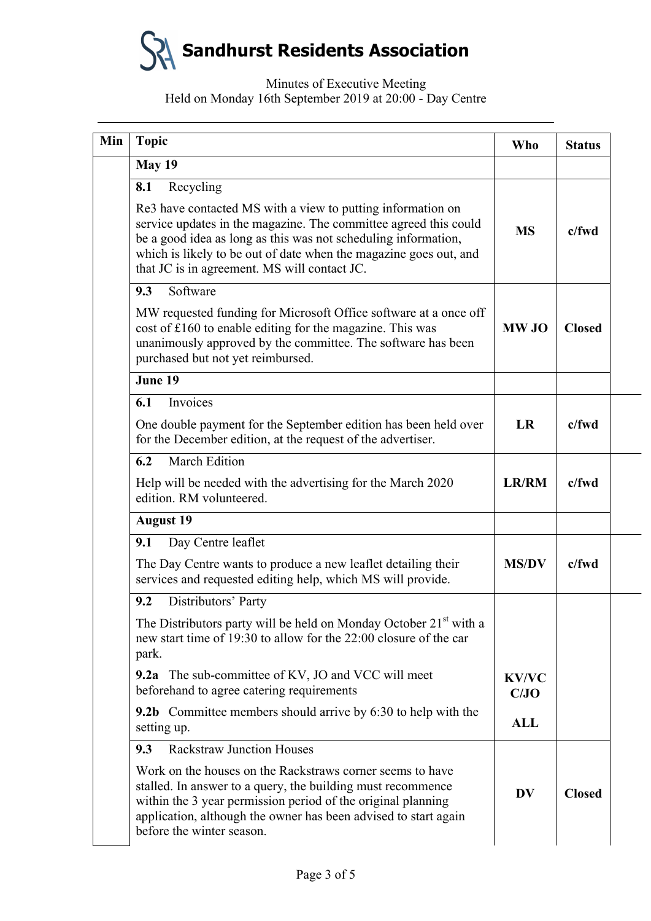# Sandhurst Residents Association

Minutes of Executive Meeting
Held on Monday 16th September 2019 at 20:00 - Day Centre

| Min | Topic | Who | Status |
|---|---|---|---|
| | **May 19** | | |
| | **8.1** Recycling<br><br>Re3 have contacted MS with a view to putting information on service updates in the magazine. The committee agreed this could be a good idea as long as this was not scheduling information, which is likely to be out of date when the magazine goes out, and that JC is in agreement. MS will contact JC. | **MS** | **c/fwd** |
| | **9.3** Software<br><br>MW requested funding for Microsoft Office software at a once off cost of £160 to enable editing for the magazine. This was unanimously approved by the committee. The software has been purchased but not yet reimbursed. | **MW JO** | **Closed** |
| | **June 19** | | |
| | **6.1** Invoices<br><br>One double payment for the September edition has been held over for the December edition, at the request of the advertiser. | **LR** | **c/fwd** |
| | **6.2** March Edition<br><br>Help will be needed with the advertising for the March 2020 edition. RM volunteered. | **LR/RM** | **c/fwd** |
| | **August 19** | | |
| | **9.1** Day Centre leaflet<br><br>The Day Centre wants to produce a new leaflet detailing their services and requested editing help, which MS will provide. | **MS/DV** | **c/fwd** |
| | **9.2** Distributors' Party<br><br>The Distributors party will be held on Monday October 21st with a new start time of 19:30 to allow for the 22:00 closure of the car park.<br><br>**9.2a** The sub-committee of KV, JO and VCC will meet beforehand to agree catering requirements<br><br>**9.2b** Committee members should arrive by 6:30 to help with the setting up. | **KV/VCC/JO**<br><br>**ALL** | |
| | **9.3** Rackstraw Junction Houses<br><br>Work on the houses on the Rackstraws corner seems to have stalled. In answer to a query, the building must recommence within the 3 year permission period of the original planning application, although the owner has been advised to start again before the winter season. | **DV** | **Closed** |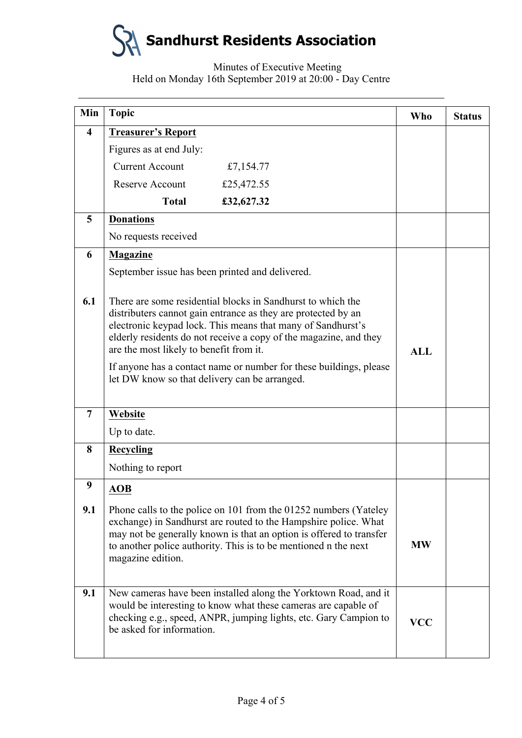# Sandhurst Residents Association

Minutes of Executive Meeting
Held on Monday 16th September 2019 at 20:00 - Day Centre

| Min | Topic | Who | Status |
|---|---|---|---|
| 4 | **Treasurer's Report**<br>Figures as at end July:<br>Current Account £7,154.77<br>Reserve Account £25,472.55<br>**Total £32,627.32** | | |
| 5 | **Donations**<br>No requests received | | |
| 6 | **Magazine**<br>September issue has been printed and delivered. | | |
| 6.1 | There are some residential blocks in Sandhurst to which the distributers cannot gain entrance as they are protected by an electronic keypad lock. This means that many of Sandhurst's elderly residents do not receive a copy of the magazine, and they are the most likely to benefit from it.<br>If anyone has a contact name or number for these buildings, please let DW know so that delivery can be arranged. | **ALL** | |
| 7 | **Website**<br>Up to date. | | |
| 8 | **Recycling**<br>Nothing to report | | |
| 9 | **AOB** | | |
| 9.1 | Phone calls to the police on 101 from the 01252 numbers (Yateley exchange) in Sandhurst are routed to the Hampshire police. What may not be generally known is that an option is offered to transfer to another police authority. This is to be mentioned n the next magazine edition. | **MW** | |
| 9.1 | New cameras have been installed along the Yorktown Road, and it would be interesting to know what these cameras are capable of checking e.g., speed, ANPR, jumping lights, etc. Gary Campion to be asked for information. | **VCC** | |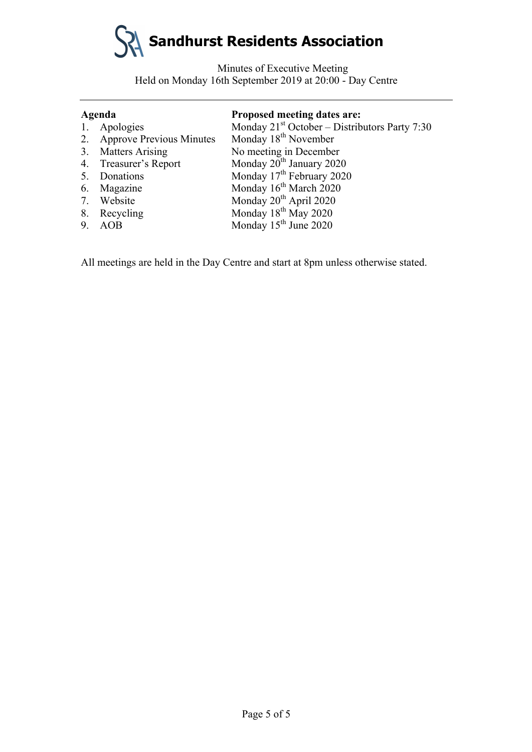# Sandhurst Residents Association

Minutes of Executive Meeting
Held on Monday 16th September 2019 at 20:00 - Day Centre

---

**Agenda**

1. Apologies
2. Approve Previous Minutes
3. Matters Arising
4. Treasurer's Report
5. Donations
6. Magazine
7. Website
8. Recycling
9. AOB

**Proposed meeting dates are:**

Monday 21st October – Distributors Party 7:30
Monday 18th November
No meeting in December
Monday 20th January 2020
Monday 17th February 2020
Monday 16th March 2020
Monday 20th April 2020
Monday 18th May 2020
Monday 15th June 2020

All meetings are held in the Day Centre and start at 8pm unless otherwise stated.